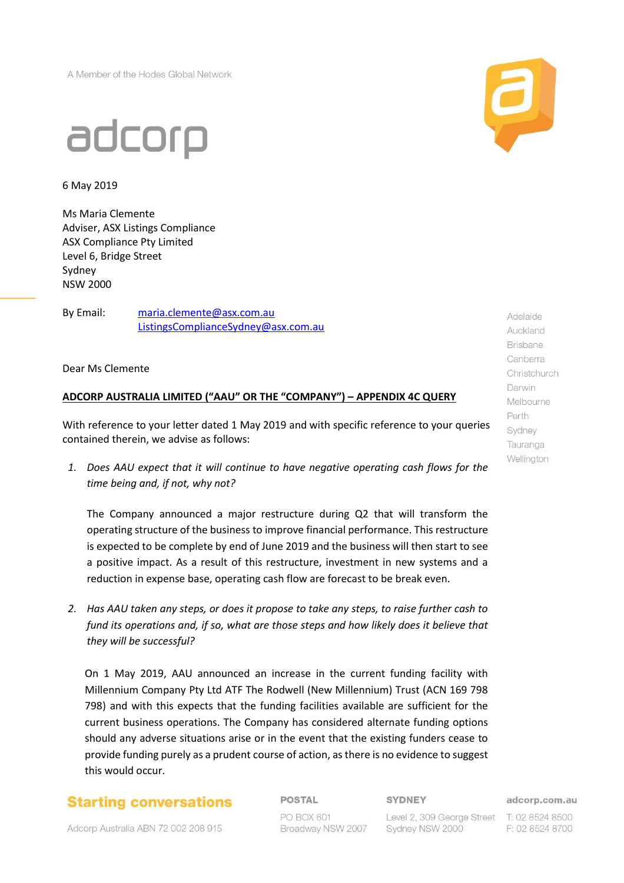A Member of the Hodes Global Network

adcorp

6 May 2019

Ms Maria Clemente
Adviser, ASX Listings Compliance
ASX Compliance Pty Limited
Level 6, Bridge Street
Sydney
NSW 2000

By Email: maria.clemente@asx.com.au
ListingsComplianceSydney@asx.com.au

Adelaide
Auckland
Brisbane
Canberra
Christchurch
Darwin
Melbourne
Perth
Sydney
Tauranga
Wellington

Dear Ms Clemente

**ADCORP AUSTRALIA LIMITED ("AAU" OR THE "COMPANY") – APPENDIX 4C QUERY**

With reference to your letter dated 1 May 2019 and with specific reference to your queries contained therein, we advise as follows:

1. *Does AAU expect that it will continue to have negative operating cash flows for the time being and, if not, why not?*

   The Company announced a major restructure during Q2 that will transform the operating structure of the business to improve financial performance. This restructure is expected to be complete by end of June 2019 and the business will then start to see a positive impact. As a result of this restructure, investment in new systems and a reduction in expense base, operating cash flow are forecast to be break even.

2. *Has AAU taken any steps, or does it propose to take any steps, to raise further cash to fund its operations and, if so, what are those steps and how likely does it believe that they will be successful?*

   On 1 May 2019, AAU announced an increase in the current funding facility with Millennium Company Pty Ltd ATF The Rodwell (New Millennium) Trust (ACN 169 798 798) and with this expects that the funding facilities available are sufficient for the current business operations. The Company has considered alternate funding options should any adverse situations arise or in the event that the existing funders cease to provide funding purely as a prudent course of action, as there is no evidence to suggest this would occur.

**Starting conversations**

Adcorp Australia ABN 72 002 208 915

**POSTAL**
PO BOX 601
Broadway NSW 2007

**SYDNEY**
Level 2, 309 George Street
Sydney NSW 2000

**adcorp.com.au**
T: 02 8524 8500
F: 02 8524 8700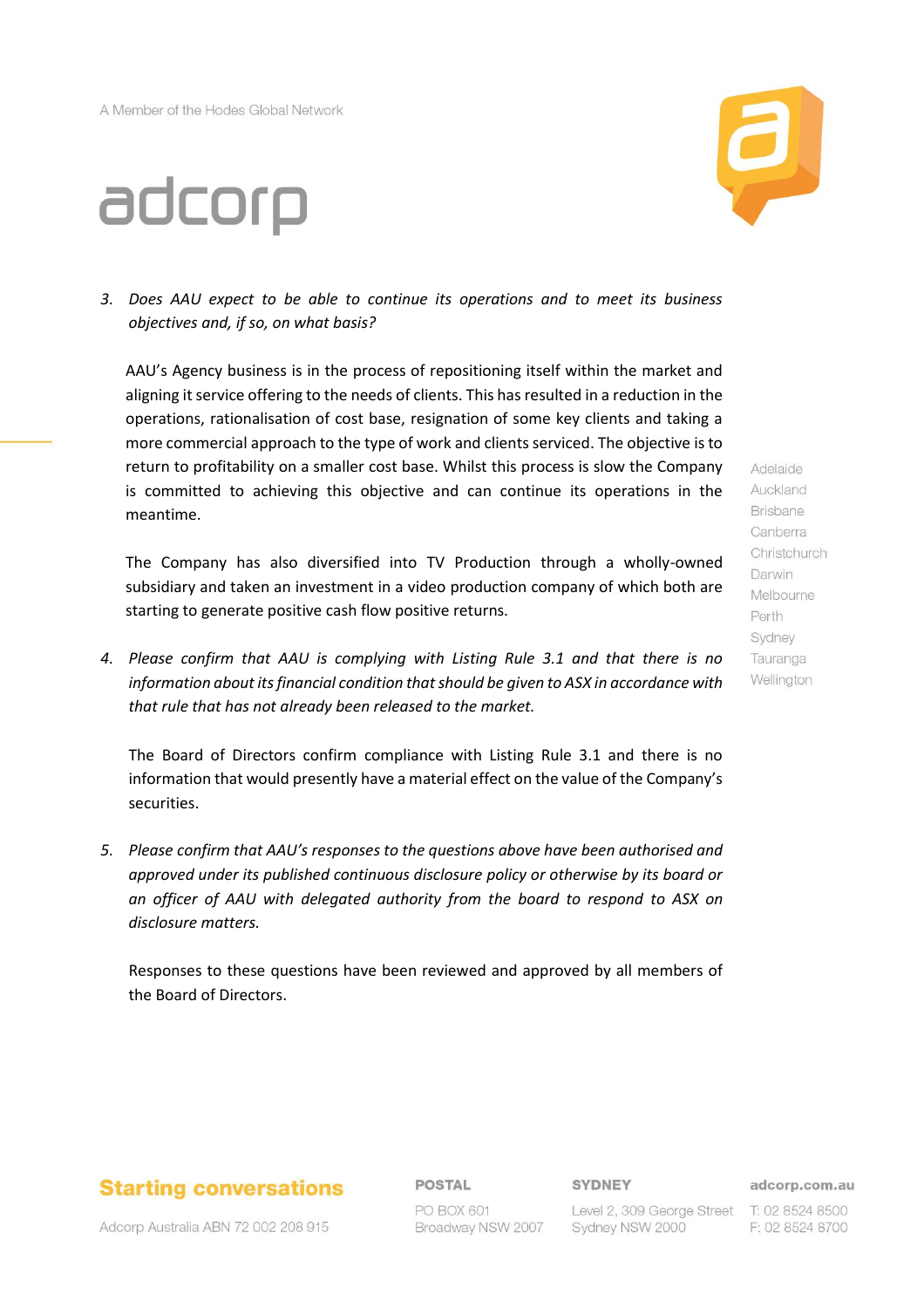3. *Does AAU expect to be able to continue its operations and to meet its business objectives and, if so, on what basis?*

   AAU's Agency business is in the process of repositioning itself within the market and aligning it service offering to the needs of clients. This has resulted in a reduction in the operations, rationalisation of cost base, resignation of some key clients and taking a more commercial approach to the type of work and clients serviced. The objective is to return to profitability on a smaller cost base. Whilst this process is slow the Company is committed to achieving this objective and can continue its operations in the meantime.

   The Company has also diversified into TV Production through a wholly-owned subsidiary and taken an investment in a video production company of which both are starting to generate positive cash flow positive returns.

4. *Please confirm that AAU is complying with Listing Rule 3.1 and that there is no information about its financial condition that should be given to ASX in accordance with that rule that has not already been released to the market.*

   The Board of Directors confirm compliance with Listing Rule 3.1 and there is no information that would presently have a material effect on the value of the Company's securities.

5. *Please confirm that AAU's responses to the questions above have been authorised and approved under its published continuous disclosure policy or otherwise by its board or an officer of AAU with delegated authority from the board to respond to ASX on disclosure matters.*

   Responses to these questions have been reviewed and approved by all members of the Board of Directors.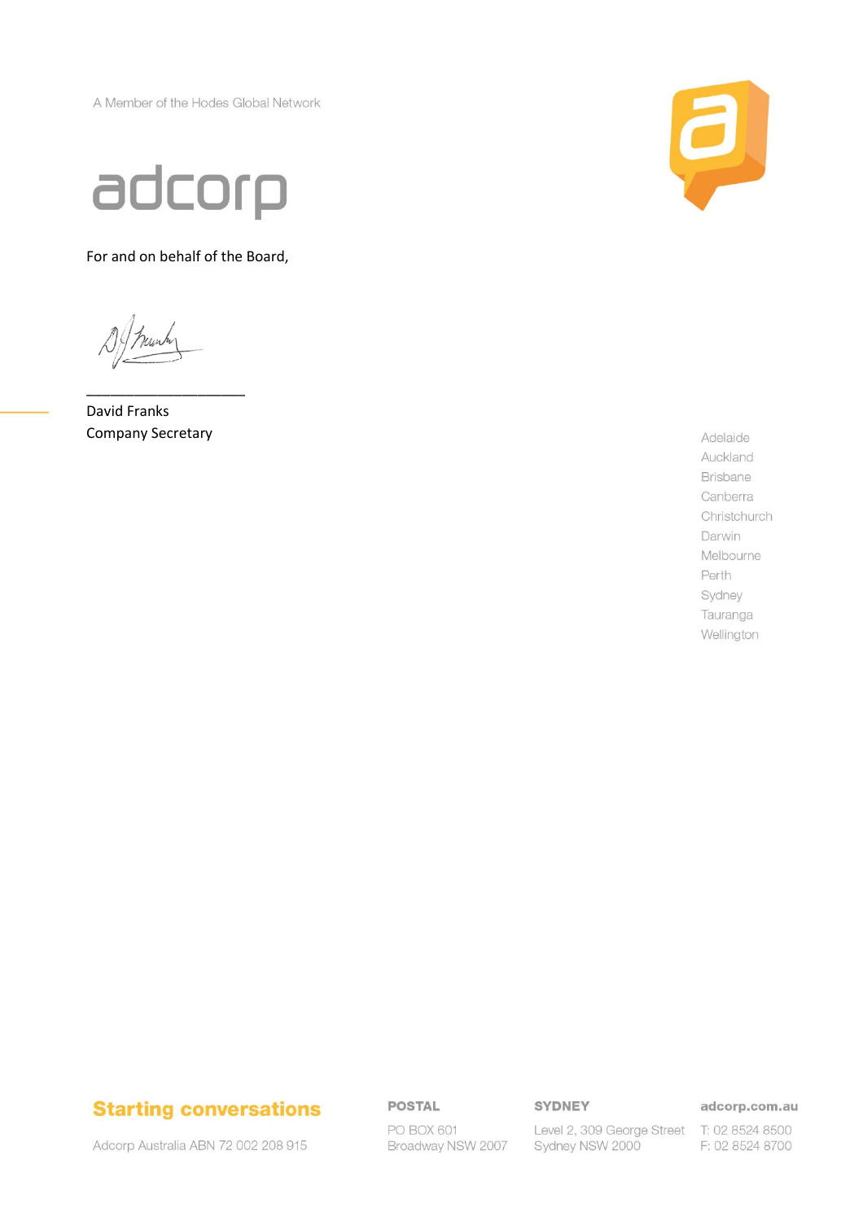A Member of the Hodes Global Network

adcorp

For and on behalf of the Board,

\_\_\_\_\_\_\_\_\_\_\_\_\_\_\_\_\_\_\_\_

David Franks
Company Secretary

Adelaide
Auckland
Brisbane
Canberra
Christchurch
Darwin
Melbourne
Perth
Sydney
Tauranga
Wellington

**Starting conversations**

Adcorp Australia ABN 72 002 208 915

**POSTAL**
PO BOX 601
Broadway NSW 2007

**SYDNEY**
Level 2, 309 George Street
Sydney NSW 2000

**adcorp.com.au**
T: 02 8524 8500
F: 02 8524 8700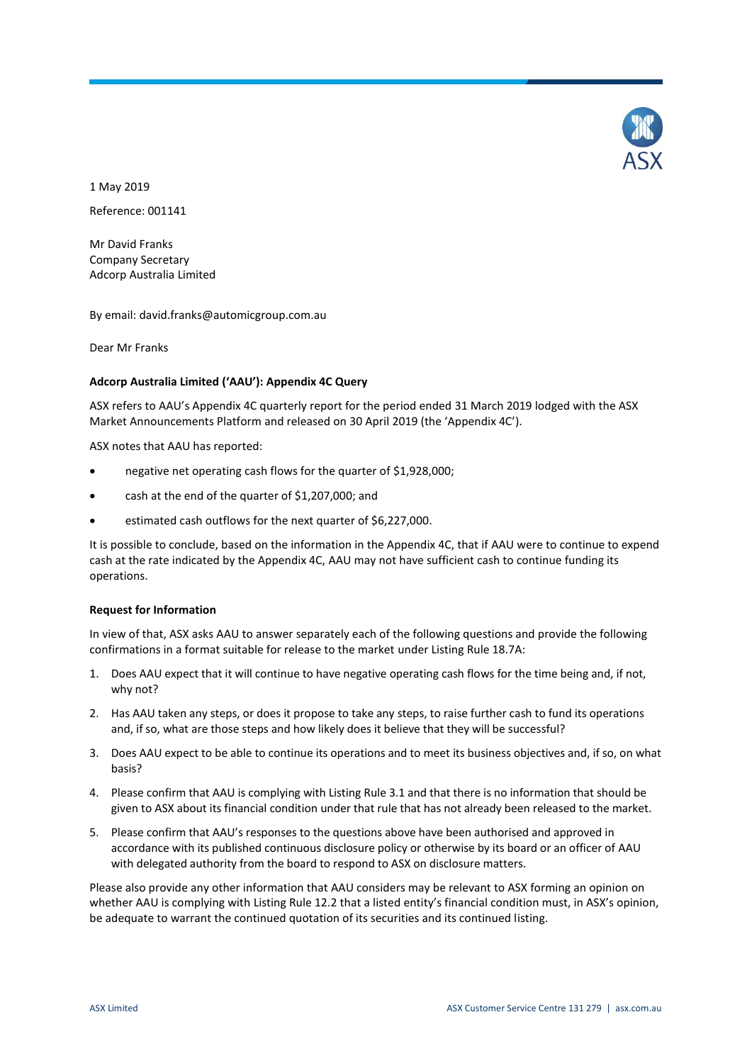1 May 2019

Reference: 001141

Mr David Franks
Company Secretary
Adcorp Australia Limited

By email: david.franks@automicgroup.com.au

Dear Mr Franks

**Adcorp Australia Limited ('AAU'): Appendix 4C Query**

ASX refers to AAU's Appendix 4C quarterly report for the period ended 31 March 2019 lodged with the ASX Market Announcements Platform and released on 30 April 2019 (the 'Appendix 4C').

ASX notes that AAU has reported:

- negative net operating cash flows for the quarter of $1,928,000;
- cash at the end of the quarter of $1,207,000; and
- estimated cash outflows for the next quarter of $6,227,000.

It is possible to conclude, based on the information in the Appendix 4C, that if AAU were to continue to expend cash at the rate indicated by the Appendix 4C, AAU may not have sufficient cash to continue funding its operations.

**Request for Information**

In view of that, ASX asks AAU to answer separately each of the following questions and provide the following confirmations in a format suitable for release to the market under Listing Rule 18.7A:

1. Does AAU expect that it will continue to have negative operating cash flows for the time being and, if not, why not?
2. Has AAU taken any steps, or does it propose to take any steps, to raise further cash to fund its operations and, if so, what are those steps and how likely does it believe that they will be successful?
3. Does AAU expect to be able to continue its operations and to meet its business objectives and, if so, on what basis?
4. Please confirm that AAU is complying with Listing Rule 3.1 and that there is no information that should be given to ASX about its financial condition under that rule that has not already been released to the market.
5. Please confirm that AAU's responses to the questions above have been authorised and approved in accordance with its published continuous disclosure policy or otherwise by its board or an officer of AAU with delegated authority from the board to respond to ASX on disclosure matters.

Please also provide any other information that AAU considers may be relevant to ASX forming an opinion on whether AAU is complying with Listing Rule 12.2 that a listed entity's financial condition must, in ASX's opinion, be adequate to warrant the continued quotation of its securities and its continued listing.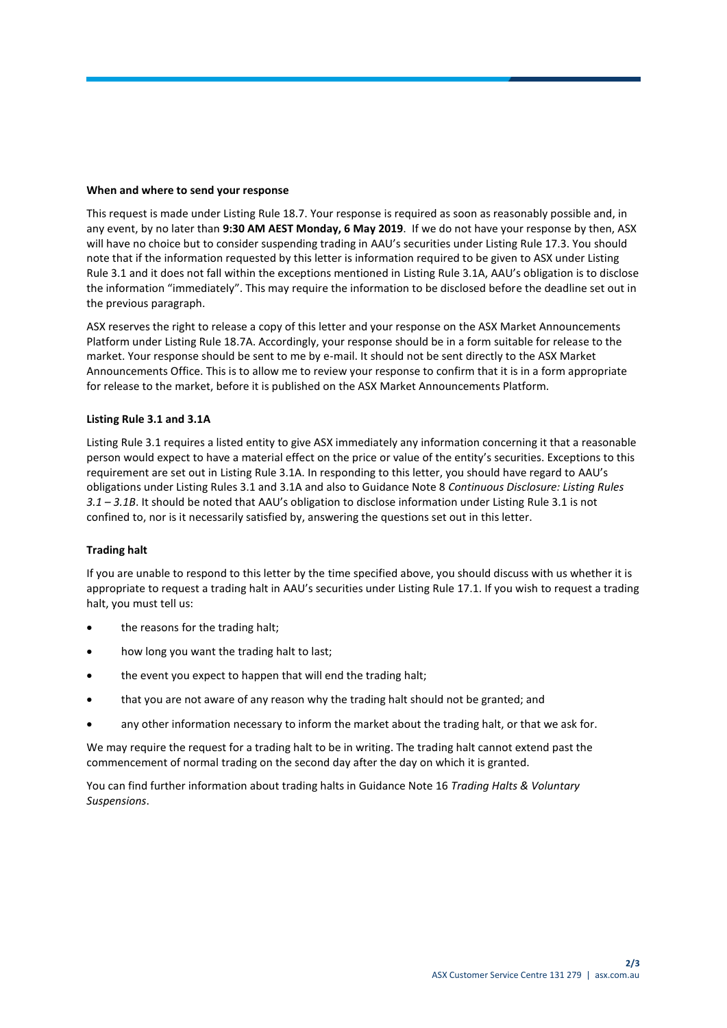**When and where to send your response**

This request is made under Listing Rule 18.7. Your response is required as soon as reasonably possible and, in any event, by no later than **9:30 AM AEST Monday, 6 May 2019**. If we do not have your response by then, ASX will have no choice but to consider suspending trading in AAU's securities under Listing Rule 17.3. You should note that if the information requested by this letter is information required to be given to ASX under Listing Rule 3.1 and it does not fall within the exceptions mentioned in Listing Rule 3.1A, AAU's obligation is to disclose the information "immediately". This may require the information to be disclosed before the deadline set out in the previous paragraph.

ASX reserves the right to release a copy of this letter and your response on the ASX Market Announcements Platform under Listing Rule 18.7A. Accordingly, your response should be in a form suitable for release to the market. Your response should be sent to me by e-mail. It should not be sent directly to the ASX Market Announcements Office. This is to allow me to review your response to confirm that it is in a form appropriate for release to the market, before it is published on the ASX Market Announcements Platform.

**Listing Rule 3.1 and 3.1A**

Listing Rule 3.1 requires a listed entity to give ASX immediately any information concerning it that a reasonable person would expect to have a material effect on the price or value of the entity's securities. Exceptions to this requirement are set out in Listing Rule 3.1A. In responding to this letter, you should have regard to AAU's obligations under Listing Rules 3.1 and 3.1A and also to Guidance Note 8 *Continuous Disclosure: Listing Rules 3.1 – 3.1B*. It should be noted that AAU's obligation to disclose information under Listing Rule 3.1 is not confined to, nor is it necessarily satisfied by, answering the questions set out in this letter.

**Trading halt**

If you are unable to respond to this letter by the time specified above, you should discuss with us whether it is appropriate to request a trading halt in AAU's securities under Listing Rule 17.1. If you wish to request a trading halt, you must tell us:

- the reasons for the trading halt;
- how long you want the trading halt to last;
- the event you expect to happen that will end the trading halt;
- that you are not aware of any reason why the trading halt should not be granted; and
- any other information necessary to inform the market about the trading halt, or that we ask for.

We may require the request for a trading halt to be in writing. The trading halt cannot extend past the commencement of normal trading on the second day after the day on which it is granted.

You can find further information about trading halts in Guidance Note 16 *Trading Halts & Voluntary Suspensions*.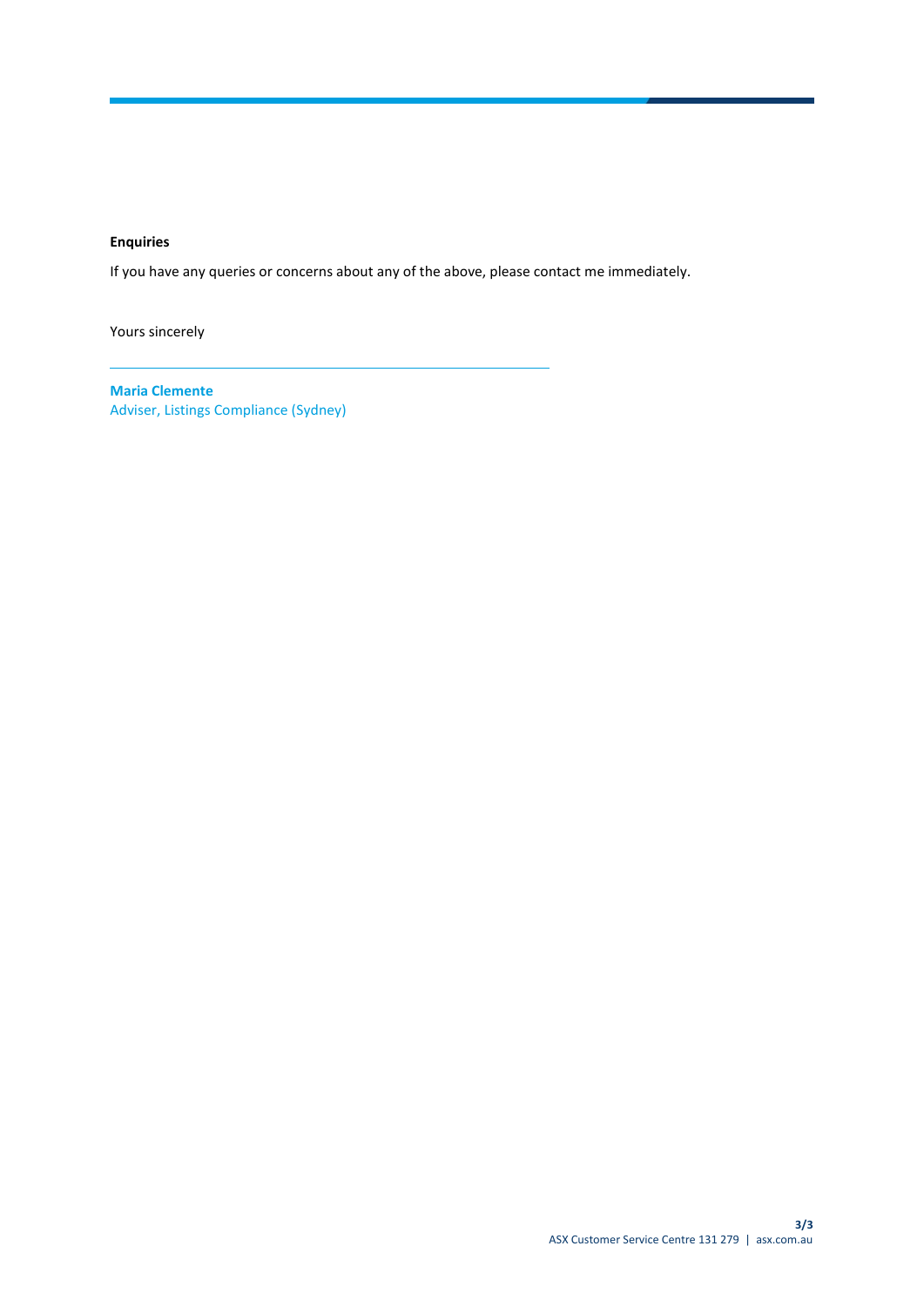**Enquiries**

If you have any queries or concerns about any of the above, please contact me immediately.

Yours sincerely

---

**Maria Clemente**
Adviser, Listings Compliance (Sydney)